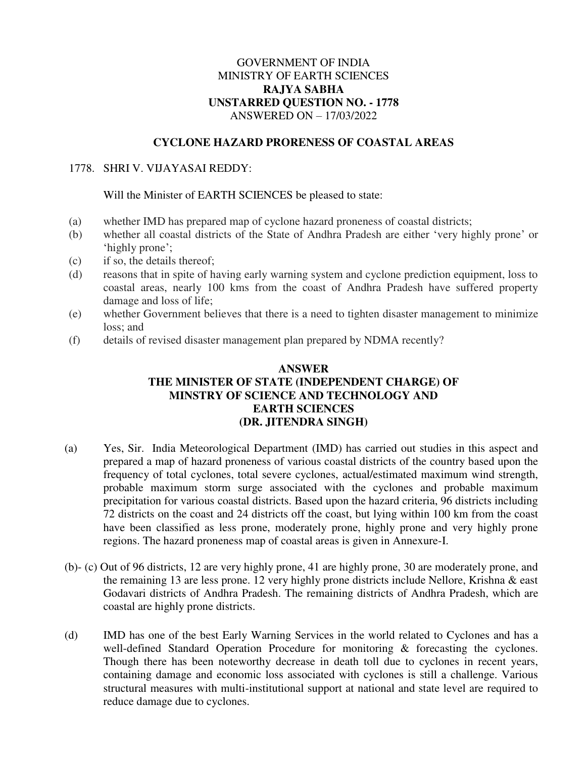GOVERNMENT OF INDIA
MINISTRY OF EARTH SCIENCES
**RAJYA SABHA**
**UNSTARRED QUESTION NO. - 1778**
ANSWERED ON – 17/03/2022

**CYCLONE HAZARD PRORENESS OF COASTAL AREAS**

1778. SHRI V. VIJAYASAI REDDY:

Will the Minister of EARTH SCIENCES be pleased to state:

(a) whether IMD has prepared map of cyclone hazard proneness of coastal districts;
(b) whether all coastal districts of the State of Andhra Pradesh are either 'very highly prone' or 'highly prone';
(c) if so, the details thereof;
(d) reasons that in spite of having early warning system and cyclone prediction equipment, loss to coastal areas, nearly 100 kms from the coast of Andhra Pradesh have suffered property damage and loss of life;
(e) whether Government believes that there is a need to tighten disaster management to minimize loss; and
(f) details of revised disaster management plan prepared by NDMA recently?

**ANSWER**
**THE MINISTER OF STATE (INDEPENDENT CHARGE) OF MINSTRY OF SCIENCE AND TECHNOLOGY AND EARTH SCIENCES**
**(DR. JITENDRA SINGH)**

(a) Yes, Sir. India Meteorological Department (IMD) has carried out studies in this aspect and prepared a map of hazard proneness of various coastal districts of the country based upon the frequency of total cyclones, total severe cyclones, actual/estimated maximum wind strength, probable maximum storm surge associated with the cyclones and probable maximum precipitation for various coastal districts. Based upon the hazard criteria, 96 districts including 72 districts on the coast and 24 districts off the coast, but lying within 100 km from the coast have been classified as less prone, moderately prone, highly prone and very highly prone regions. The hazard proneness map of coastal areas is given in Annexure-I.

(b)- (c) Out of 96 districts, 12 are very highly prone, 41 are highly prone, 30 are moderately prone, and the remaining 13 are less prone. 12 very highly prone districts include Nellore, Krishna & east Godavari districts of Andhra Pradesh. The remaining districts of Andhra Pradesh, which are coastal are highly prone districts.

(d) IMD has one of the best Early Warning Services in the world related to Cyclones and has a well-defined Standard Operation Procedure for monitoring & forecasting the cyclones. Though there has been noteworthy decrease in death toll due to cyclones in recent years, containing damage and economic loss associated with cyclones is still a challenge. Various structural measures with multi-institutional support at national and state level are required to reduce damage due to cyclones.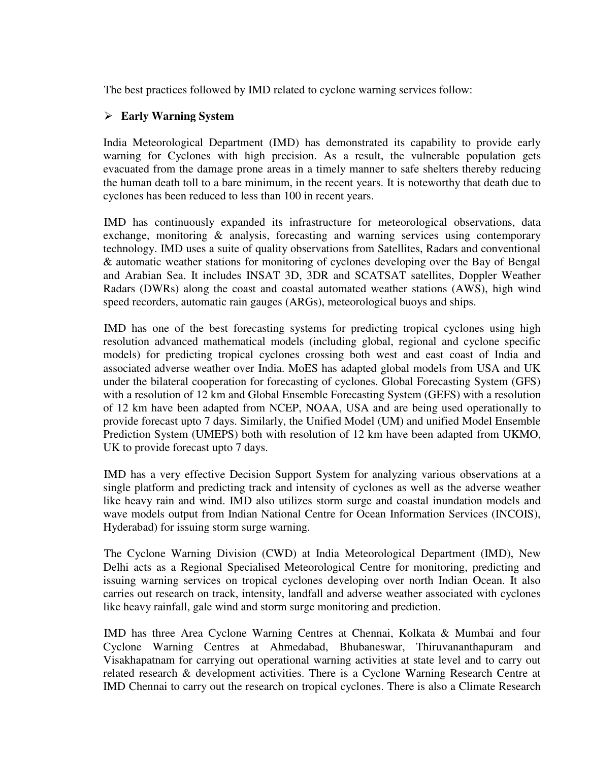The best practices followed by IMD related to cyclone warning services follow:

- **Early Warning System**

India Meteorological Department (IMD) has demonstrated its capability to provide early warning for Cyclones with high precision. As a result, the vulnerable population gets evacuated from the damage prone areas in a timely manner to safe shelters thereby reducing the human death toll to a bare minimum, in the recent years. It is noteworthy that death due to cyclones has been reduced to less than 100 in recent years.

IMD has continuously expanded its infrastructure for meteorological observations, data exchange, monitoring & analysis, forecasting and warning services using contemporary technology. IMD uses a suite of quality observations from Satellites, Radars and conventional & automatic weather stations for monitoring of cyclones developing over the Bay of Bengal and Arabian Sea. It includes INSAT 3D, 3DR and SCATSAT satellites, Doppler Weather Radars (DWRs) along the coast and coastal automated weather stations (AWS), high wind speed recorders, automatic rain gauges (ARGs), meteorological buoys and ships.

IMD has one of the best forecasting systems for predicting tropical cyclones using high resolution advanced mathematical models (including global, regional and cyclone specific models) for predicting tropical cyclones crossing both west and east coast of India and associated adverse weather over India. MoES has adapted global models from USA and UK under the bilateral cooperation for forecasting of cyclones. Global Forecasting System (GFS) with a resolution of 12 km and Global Ensemble Forecasting System (GEFS) with a resolution of 12 km have been adapted from NCEP, NOAA, USA and are being used operationally to provide forecast upto 7 days. Similarly, the Unified Model (UM) and unified Model Ensemble Prediction System (UMEPS) both with resolution of 12 km have been adapted from UKMO, UK to provide forecast upto 7 days.

IMD has a very effective Decision Support System for analyzing various observations at a single platform and predicting track and intensity of cyclones as well as the adverse weather like heavy rain and wind. IMD also utilizes storm surge and coastal inundation models and wave models output from Indian National Centre for Ocean Information Services (INCOIS), Hyderabad) for issuing storm surge warning.

The Cyclone Warning Division (CWD) at India Meteorological Department (IMD), New Delhi acts as a Regional Specialised Meteorological Centre for monitoring, predicting and issuing warning services on tropical cyclones developing over north Indian Ocean. It also carries out research on track, intensity, landfall and adverse weather associated with cyclones like heavy rainfall, gale wind and storm surge monitoring and prediction.

IMD has three Area Cyclone Warning Centres at Chennai, Kolkata & Mumbai and four Cyclone Warning Centres at Ahmedabad, Bhubaneswar, Thiruvananthapuram and Visakhapatnam for carrying out operational warning activities at state level and to carry out related research & development activities. There is a Cyclone Warning Research Centre at IMD Chennai to carry out the research on tropical cyclones. There is also a Climate Research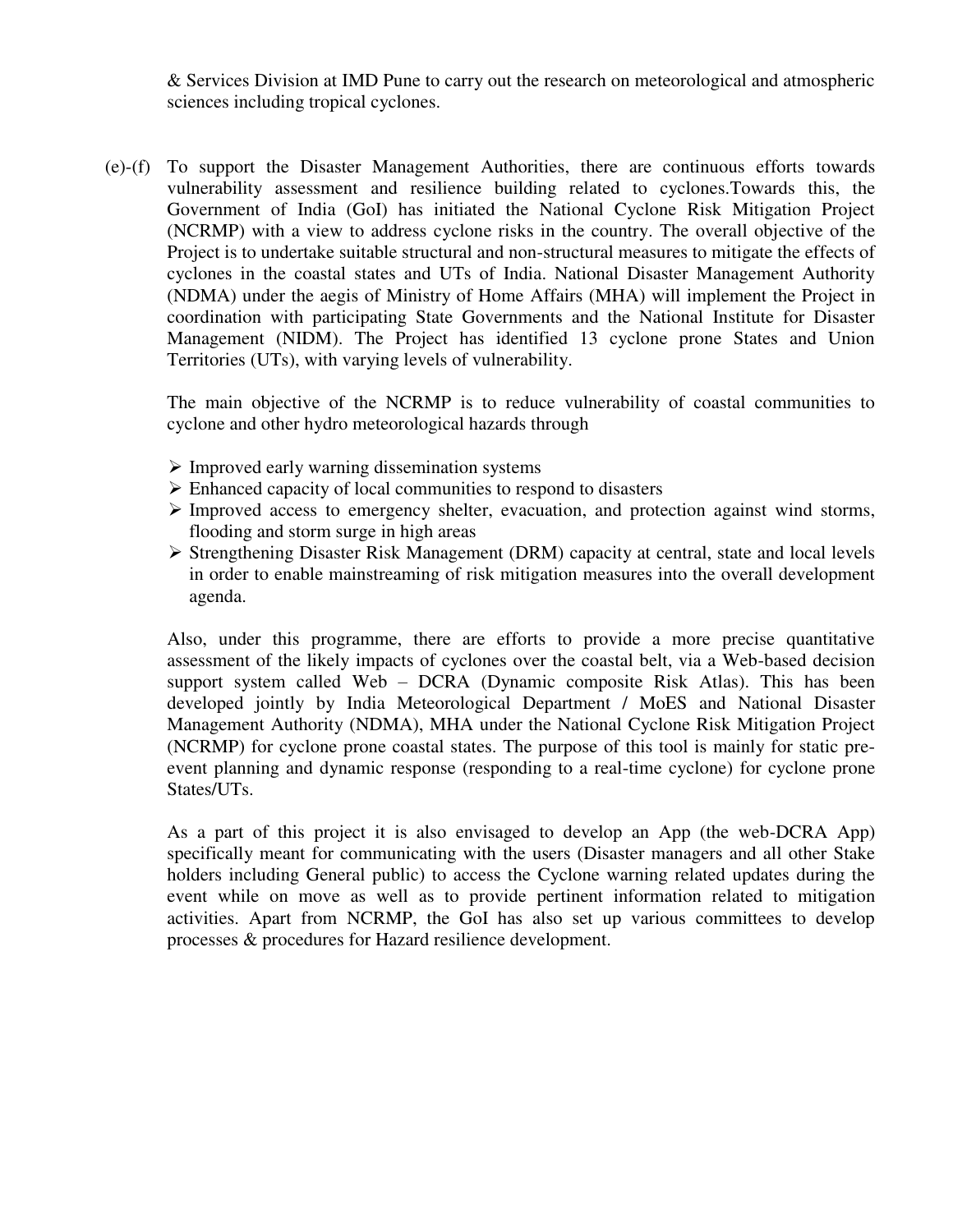& Services Division at IMD Pune to carry out the research on meteorological and atmospheric sciences including tropical cyclones.

(e)-(f) To support the Disaster Management Authorities, there are continuous efforts towards vulnerability assessment and resilience building related to cyclones.Towards this, the Government of India (GoI) has initiated the National Cyclone Risk Mitigation Project (NCRMP) with a view to address cyclone risks in the country. The overall objective of the Project is to undertake suitable structural and non-structural measures to mitigate the effects of cyclones in the coastal states and UTs of India. National Disaster Management Authority (NDMA) under the aegis of Ministry of Home Affairs (MHA) will implement the Project in coordination with participating State Governments and the National Institute for Disaster Management (NIDM). The Project has identified 13 cyclone prone States and Union Territories (UTs), with varying levels of vulnerability.

The main objective of the NCRMP is to reduce vulnerability of coastal communities to cyclone and other hydro meteorological hazards through

- Improved early warning dissemination systems
- Enhanced capacity of local communities to respond to disasters
- Improved access to emergency shelter, evacuation, and protection against wind storms, flooding and storm surge in high areas
- Strengthening Disaster Risk Management (DRM) capacity at central, state and local levels in order to enable mainstreaming of risk mitigation measures into the overall development agenda.

Also, under this programme, there are efforts to provide a more precise quantitative assessment of the likely impacts of cyclones over the coastal belt, via a Web-based decision support system called Web – DCRA (Dynamic composite Risk Atlas). This has been developed jointly by India Meteorological Department / MoES and National Disaster Management Authority (NDMA), MHA under the National Cyclone Risk Mitigation Project (NCRMP) for cyclone prone coastal states. The purpose of this tool is mainly for static pre-event planning and dynamic response (responding to a real-time cyclone) for cyclone prone States/UTs.

As a part of this project it is also envisaged to develop an App (the web-DCRA App) specifically meant for communicating with the users (Disaster managers and all other Stake holders including General public) to access the Cyclone warning related updates during the event while on move as well as to provide pertinent information related to mitigation activities. Apart from NCRMP, the GoI has also set up various committees to develop processes & procedures for Hazard resilience development.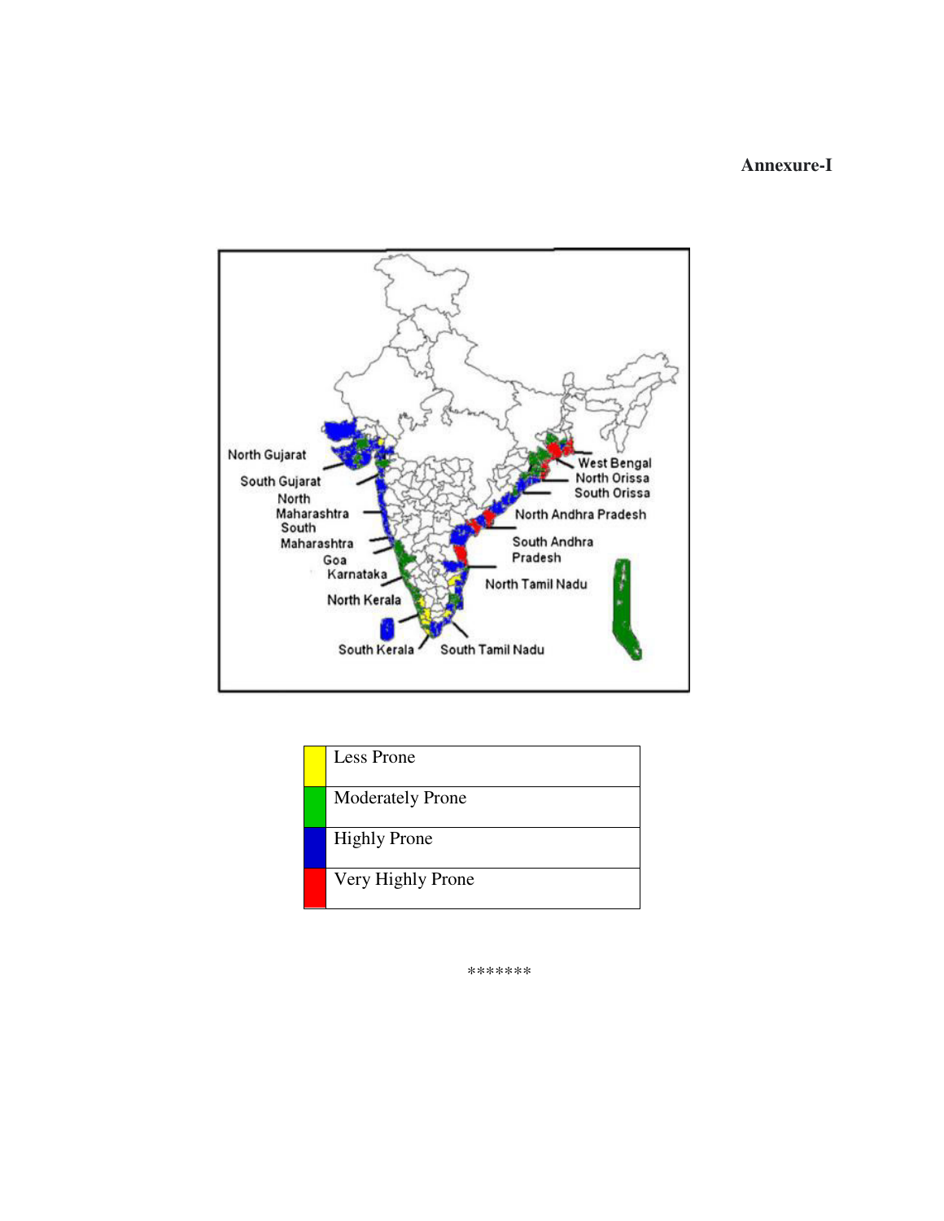**Annexure-I**

North Gujarat
South Gujarat
North Maharashtra
South Maharashtra
Goa
Karnataka
North Kerala
South Kerala
South Tamil Nadu
North Tamil Nadu
South Andhra Pradesh
North Andhra Pradesh
South Orissa
North Orissa
West Bengal

| | |
|---|---|
| | Less Prone |
| | Moderately Prone |
| | Highly Prone |
| | Very Highly Prone |

*******